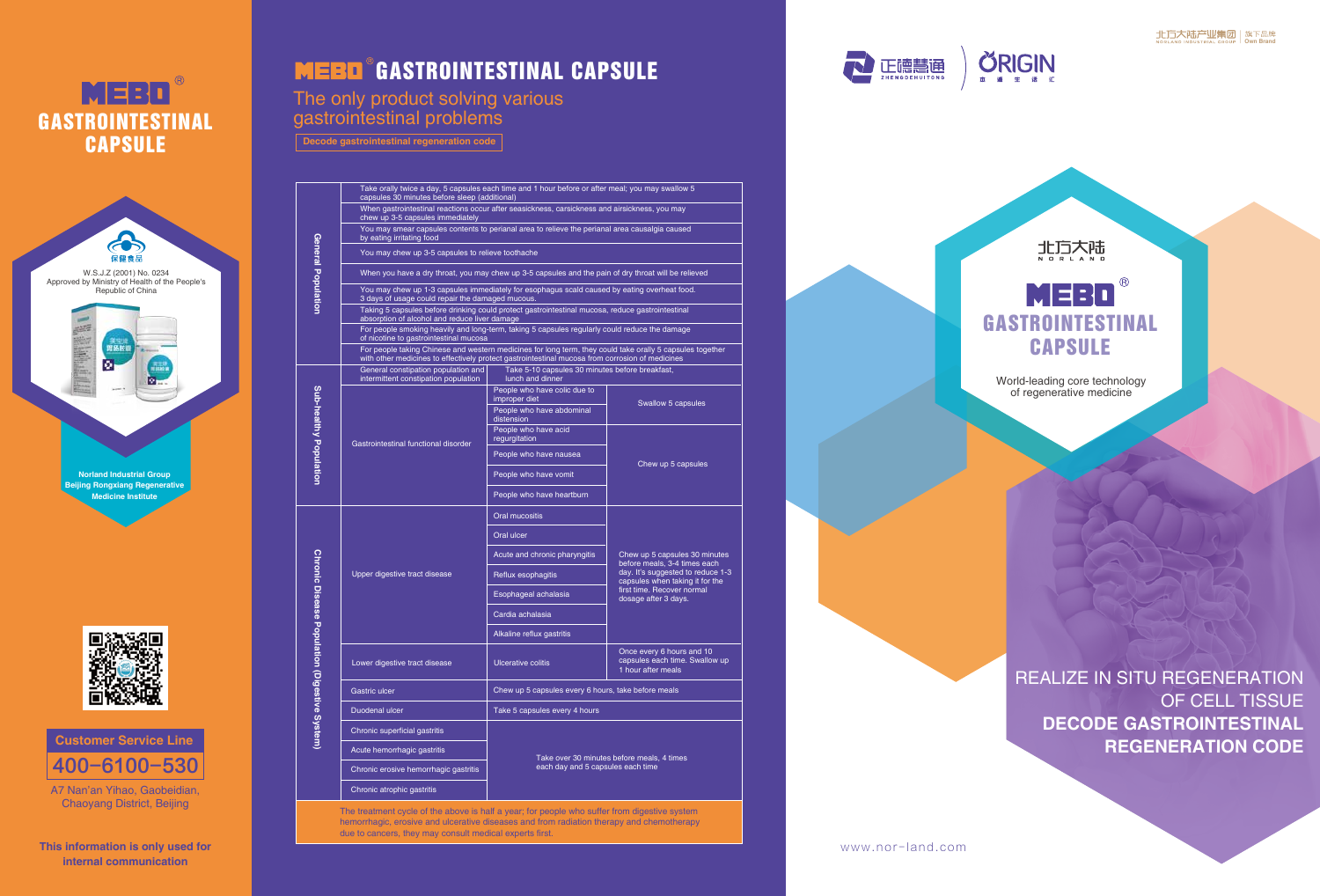# MEBO® GASTROINTESTINAL CAPSULE

保健食品

W.S.J.Z (2001) No. 0234
Approved by Ministry of Health of the People's Republic of China

**Norland Industrial Group**
**Beijing Rongxiang Regenerative Medicine Institute**

**Customer Service Line**

400-6100-530

A7 Nan'an Yihao, Gaobeidian, Chaoyang District, Beijing

**This information is only used for internal communication**

# MEBO® GASTROINTESTINAL CAPSULE

## The only product solving various gastrointestinal problems

**Decode gastrointestinal regeneration code**

| Population | Condition | | Usage |
|---|---|---|---|
| General Population | Take orally twice a day, 5 capsules each time and 1 hour before or after meal; you may swallow 5 capsules 30 minutes before sleep (additional) | | |
| | When gastrointestinal reactions occur after seasickness, carsickness and airsickness, you may chew up 3-5 capsules immediately | | |
| | You may smear capsules contents to perianal area to relieve the perianal area causalgia caused by eating irritating food | | |
| | You may chew up 3-5 capsules to relieve toothache | | |
| | When you have a dry throat, you may chew up 3-5 capsules and the pain of dry throat will be relieved | | |
| | You may chew up 1-3 capsules immediately for esophagus scald caused by eating overheat food. 3 days of usage could repair the damaged mucous. | | |
| | Taking 5 capsules before drinking could protect gastrointestinal mucosa, reduce gastrointestinal absorption of alcohol and reduce liver damage | | |
| | For people smoking heavily and long-term, taking 5 capsules regularly could reduce the damage of nicotine to gastrointestinal mucosa | | |
| | For people taking Chinese and western medicines for long term, they could take orally 5 capsules together with other medicines to effectively protect gastrointestinal mucosa from corrosion of medicines | | |
| Sub-healthy Population | General constipation population and intermittent constipation population | | Take 5-10 capsules 30 minutes before breakfast, lunch and dinner |
| | Gastrointestinal functional disorder | People who have colic due to improper diet | Swallow 5 capsules |
| | | People who have abdominal distension | |
| | | People who have acid regurgitation | Chew up 5 capsules |
| | | People who have nausea | |
| | | People who have vomit | |
| | | People who have heartburn | |
| Chronic Disease Population (Digestive System) | Upper digestive tract disease | Oral mucositis | |
| | | Oral ulcer | Chew up 5 capsules 30 minutes before meals, 3-4 times each day. It's suggested to reduce 1-3 capsules when taking it for the first time. Recover normal dosage after 3 days. |
| | | Acute and chronic pharyngitis | |
| | | Reflux esophagitis | |
| | | Esophageal achalasia | |
| | | Cardia achalasia | |
| | | Alkaline reflux gastritis | |
| | Lower digestive tract disease | Ulcerative colitis | Once every 6 hours and 10 capsules each time. Swallow up 1 hour after meals |
| | Gastric ulcer | Chew up 5 capsules every 6 hours, take before meals | |
| | Duodenal ulcer | Take 5 capsules every 4 hours | |
| | Chronic superficial gastritis | Take over 30 minutes before meals, 4 times each day and 5 capsules each time | |
| | Acute hemorrhagic gastritis | | |
| | Chronic erosive hemorrhagic gastritis | | |
| | Chronic atrophic gastritis | | |

The treatment cycle of the above is half a year; for people who suffer from digestive system hemorrhagic, erosive and ulcerative diseases and from radiation therapy and chemotherapy due to cancers, they may consult medical experts first.

北方大陆产业集团 | 旗下品牌 NORLAND INDUSTRIAL GROUP | Own Brand

正德慧通 ZHENGDEHUITONG | ORIGIN 血通生活汇

北方大陆 NORLAND

# MEBO® GASTROINTESTINAL CAPSULE

World-leading core technology of regenerative medicine

REALIZE IN SITU REGENERATION OF CELL TISSUE

**DECODE GASTROINTESTINAL REGENERATION CODE**

www.nor-land.com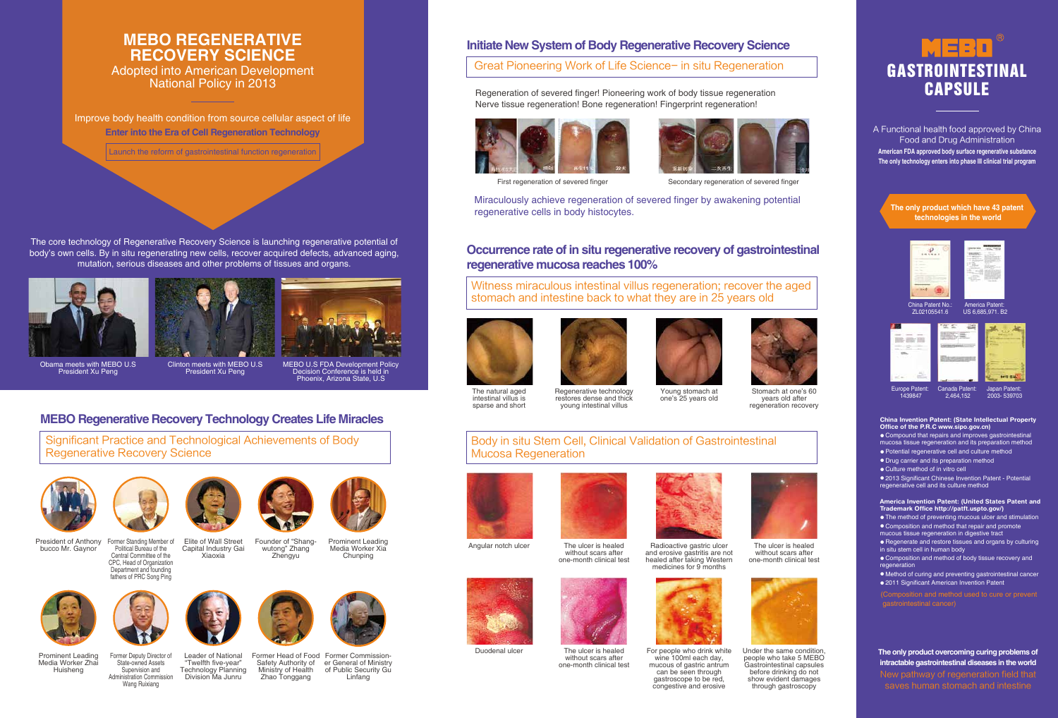# MEBO REGENERATIVE RECOVERY SCIENCE

Adopted into American Development National Policy in 2013

Improve body health condition from source cellular aspect of life

**Enter into the Era of Cell Regeneration Technology**

Launch the reform of gastrointestinal function regeneration

The core technology of Regenerative Recovery Science is launching regenerative potential of body's own cells. By in situ regenerating new cells, recover acquired defects, advanced aging, mutation, serious diseases and other problems of tissues and organs.

Obama meets with MEBO U.S President Xu Peng

Clinton meets with MEBO U.S President Xu Peng

MEBO U.S FDA Development Policy Decision Conference is held in Phoenix, Arizona State, U.S

## MEBO Regenerative Recovery Technology Creates Life Miracles

Significant Practice and Technological Achievements of Body Regenerative Recovery Science

President of Anthony bucco Mr. Gaynor

Former Standing Member of Political Bureau of the Central Committee of the CPC, Head of Organization Department and founding fathers of PRC Song Ping

Elite of Wall Street Capital Industry Gai Xiaoxia

Founder of "Shang-wutong" Zhang Zhengyu

Prominent Leading Media Worker Xia Chunping

Prominent Leading Media Worker Zhai Huisheng

Former Deputy Director of State-owned Assets Supervision and Administration Commission Wang Ruixiang

Leader of National "Twelfth five-year" Technology Planning Division Ma Junru

Former Head of Food Safety Authority of Ministry of Health Zhao Tonggang

Former Commissioner General of Ministry of Public Security Gu Linfang

## Initiate New System of Body Regenerative Recovery Science

Great Pioneering Work of Life Science– in situ Regeneration

Regeneration of severed finger! Pioneering work of body tissue regeneration
Nerve tissue regeneration! Bone regeneration! Fingerprint regeneration!

First regeneration of severed finger

Secondary regeneration of severed finger

Miraculously achieve regeneration of severed finger by awakening potential regenerative cells in body histocytes.

## Occurrence rate of in situ regenerative recovery of gastrointestinal regenerative mucosa reaches 100%

Witness miraculous intestinal villus regeneration; recover the aged stomach and intestine back to what they are in 25 years old

The natural aged intestinal villus is sparse and short

Regenerative technology restores dense and thick young intestinal villus

Young stomach at one's 25 years old

Stomach at one's 60 years old after regeneration recovery

Body in situ Stem Cell, Clinical Validation of Gastrointestinal Mucosa Regeneration

Angular notch ulcer

The ulcer is healed without scars after one-month clinical test

Radioactive gastric ulcer and erosive gastritis are not healed after taking Western medicines for 9 months

The ulcer is healed without scars after one-month clinical test

Duodenal ulcer

The ulcer is healed without scars after one-month clinical test

For people who drink white wine 100ml each day, mucous of gastric antrum can be seen through gastroscope to be red, congestive and erosive

Under the same condition, people who take 5 MEBO Gastrointestinal capsules before drinking do not show evident damages through gastroscopy

# MEBO® GASTROINTESTINAL CAPSULE

A Functional health food approved by China Food and Drug Administration

**American FDA approved body surface regenerative substance**

**The only technology enters into phase III clinical trial program**

**The only product which have 43 patent technologies in the world**

China Patent No.: ZL02105541.6

America Patent: US 6,685,971. B2

Europe Patent: 1439847

Canada Patent: 2,464,152

Japan Patent: 2003- 539703

**China Invention Patent: (State Intellectual Property Office of the P.R.C www.sipo.gov.cn)**

- Compound that repairs and improves gastrointestinal mucosa tissue regeneration and its preparation method
- Potential regenerative cell and culture method
- Drug carrier and its preparation method
- Culture method of in vitro cell
- 2013 Significant Chinese Invention Patent - Potential regenerative cell and its culture method

**America Invention Patent: (United States Patent and Trademark Office http://patft.uspto.gov/)**

- The method of preventing mucous ulcer and stimulation
- Composition and method that repair and promote mucous tissue regeneration in digestive tract
- Regenerate and restore tissues and organs by culturing in situ stem cell in human body
- Composition and method of body tissue recovery and regeneration
- Method of curing and preventing gastrointestinal cancer
- 2011 Significant American Invention Patent

(Composition and method used to cure or prevent gastrointestinal cancer)

**The only product overcoming curing problems of intractable gastrointestinal diseases in the world**

New pathway of regeneration field that saves human stomach and intestine